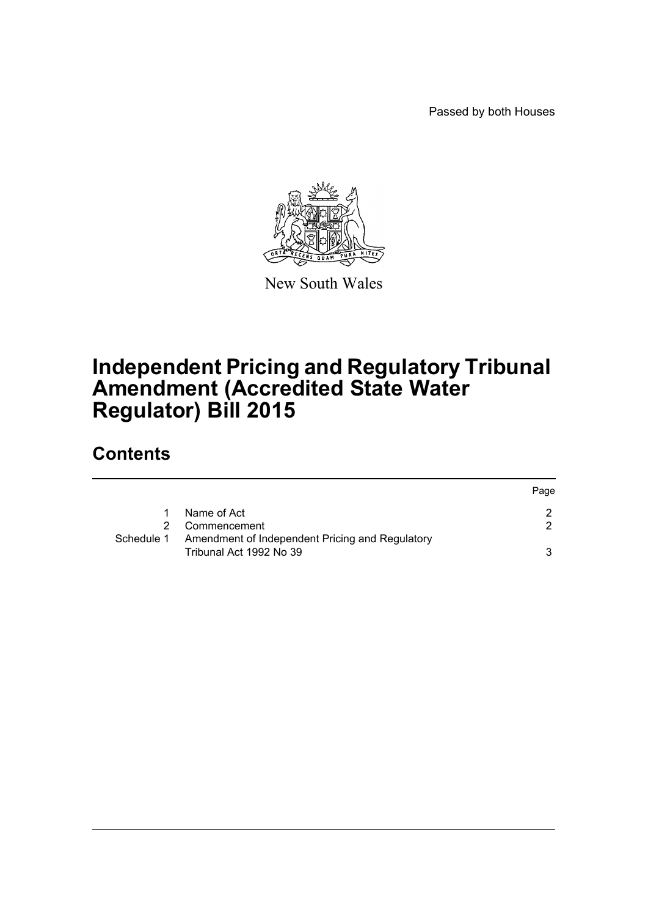Passed by both Houses

New South Wales

# Independent Pricing and Regulatory Tribunal Amendment (Accredited State Water Regulator) Bill 2015

## Contents

| | | Page |
|---|---|---|
| 1 | Name of Act | 2 |
| 2 | Commencement | 2 |
| Schedule 1 | Amendment of Independent Pricing and Regulatory Tribunal Act 1992 No 39 | 3 |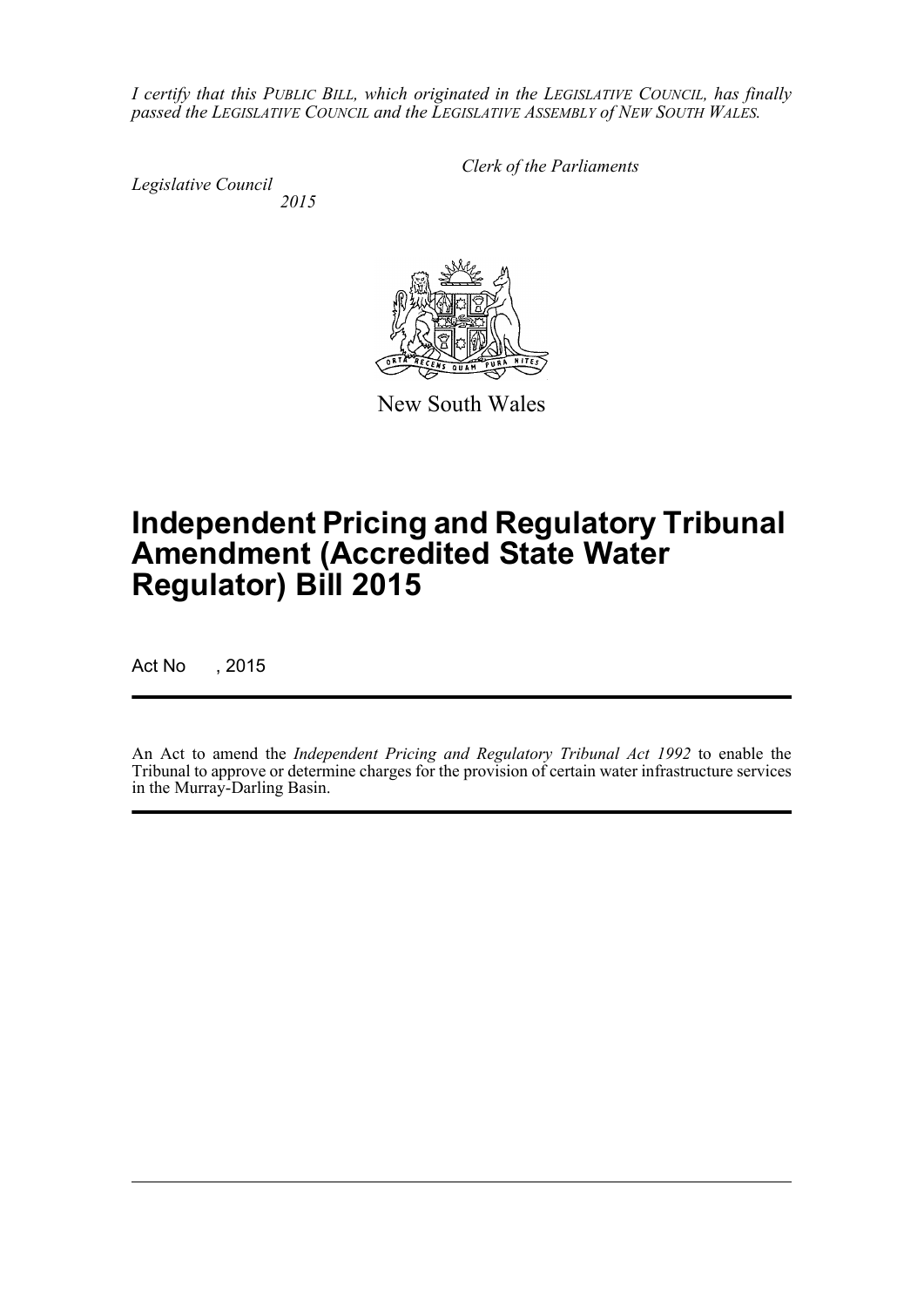*I certify that this PUBLIC BILL, which originated in the LEGISLATIVE COUNCIL, has finally passed the LEGISLATIVE COUNCIL and the LEGISLATIVE ASSEMBLY of NEW SOUTH WALES.*

*Clerk of the Parliaments*

*Legislative Council*
*2015*

New South Wales

# Independent Pricing and Regulatory Tribunal Amendment (Accredited State Water Regulator) Bill 2015

Act No , 2015

An Act to amend the *Independent Pricing and Regulatory Tribunal Act 1992* to enable the Tribunal to approve or determine charges for the provision of certain water infrastructure services in the Murray-Darling Basin.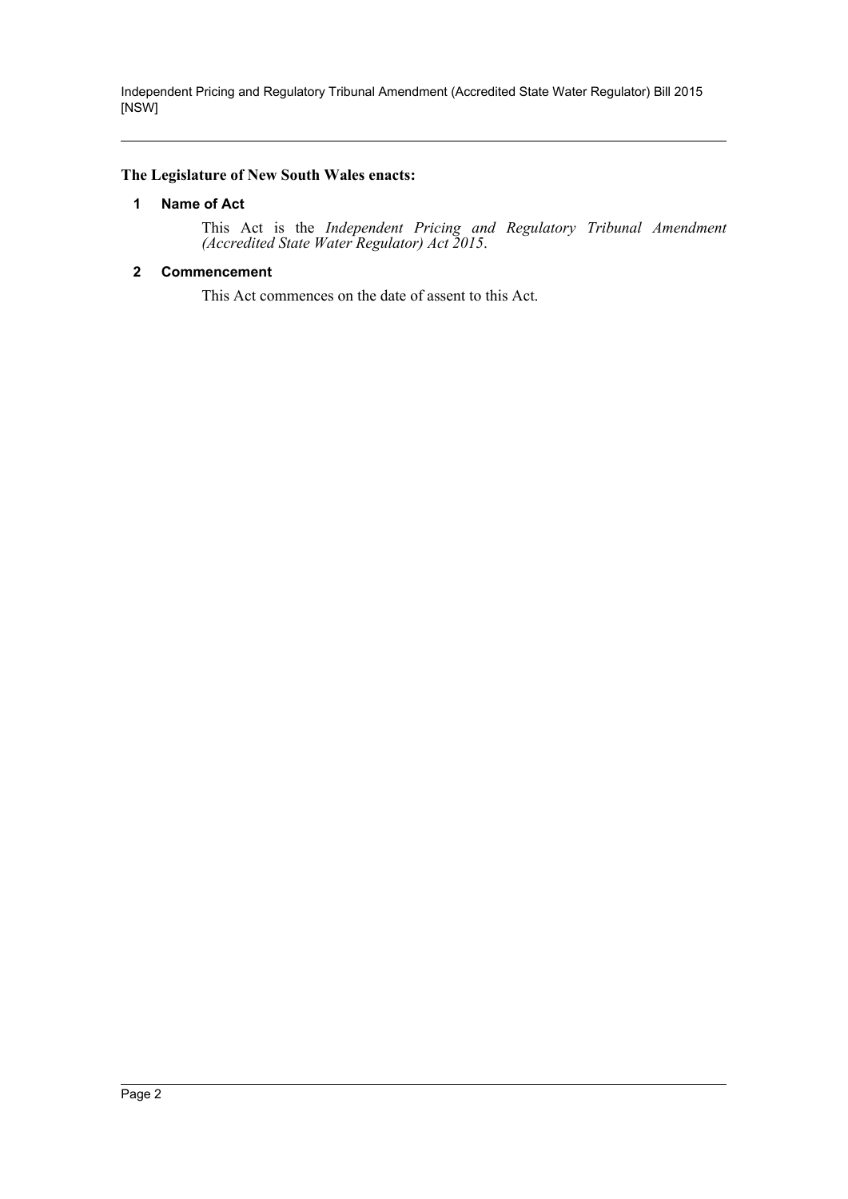**The Legislature of New South Wales enacts:**

## 1 Name of Act

This Act is the *Independent Pricing and Regulatory Tribunal Amendment (Accredited State Water Regulator) Act 2015*.

## 2 Commencement

This Act commences on the date of assent to this Act.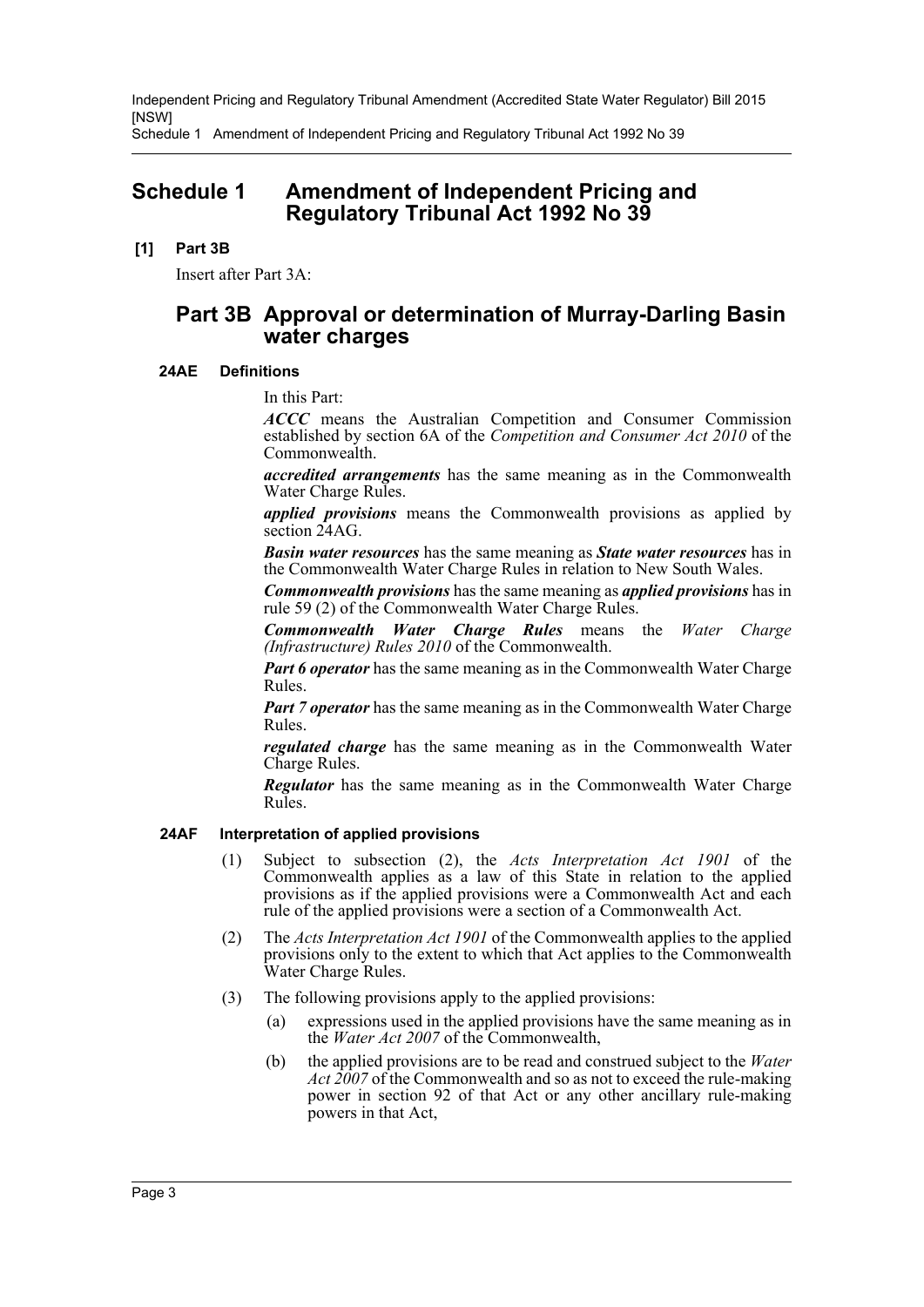# Schedule 1 Amendment of Independent Pricing and Regulatory Tribunal Act 1992 No 39

**[1] Part 3B**

Insert after Part 3A:

## Part 3B Approval or determination of Murray-Darling Basin water charges

### 24AE Definitions

In this Part:

***ACCC*** means the Australian Competition and Consumer Commission established by section 6A of the *Competition and Consumer Act 2010* of the Commonwealth.

***accredited arrangements*** has the same meaning as in the Commonwealth Water Charge Rules.

***applied provisions*** means the Commonwealth provisions as applied by section 24AG.

***Basin water resources*** has the same meaning as ***State water resources*** has in the Commonwealth Water Charge Rules in relation to New South Wales.

***Commonwealth provisions*** has the same meaning as ***applied provisions*** has in rule 59 (2) of the Commonwealth Water Charge Rules.

***Commonwealth Water Charge Rules*** means the *Water Charge (Infrastructure) Rules 2010* of the Commonwealth.

***Part 6 operator*** has the same meaning as in the Commonwealth Water Charge Rules.

***Part 7 operator*** has the same meaning as in the Commonwealth Water Charge Rules.

***regulated charge*** has the same meaning as in the Commonwealth Water Charge Rules.

***Regulator*** has the same meaning as in the Commonwealth Water Charge Rules.

### 24AF Interpretation of applied provisions

(1) Subject to subsection (2), the *Acts Interpretation Act 1901* of the Commonwealth applies as a law of this State in relation to the applied provisions as if the applied provisions were a Commonwealth Act and each rule of the applied provisions were a section of a Commonwealth Act.

(2) The *Acts Interpretation Act 1901* of the Commonwealth applies to the applied provisions only to the extent to which that Act applies to the Commonwealth Water Charge Rules.

(3) The following provisions apply to the applied provisions:

(a) expressions used in the applied provisions have the same meaning as in the *Water Act 2007* of the Commonwealth,

(b) the applied provisions are to be read and construed subject to the *Water Act 2007* of the Commonwealth and so as not to exceed the rule-making power in section 92 of that Act or any other ancillary rule-making powers in that Act,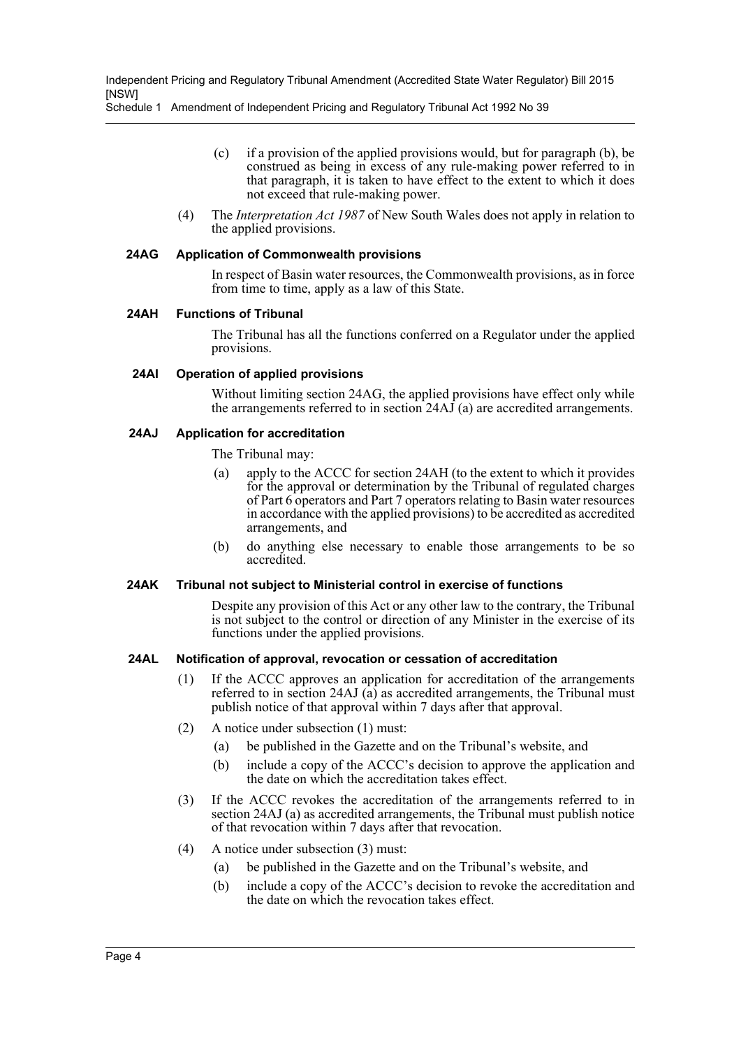(c) if a provision of the applied provisions would, but for paragraph (b), be construed as being in excess of any rule-making power referred to in that paragraph, it is taken to have effect to the extent to which it does not exceed that rule-making power.

(4) The *Interpretation Act 1987* of New South Wales does not apply in relation to the applied provisions.

**24AG Application of Commonwealth provisions**

In respect of Basin water resources, the Commonwealth provisions, as in force from time to time, apply as a law of this State.

**24AH Functions of Tribunal**

The Tribunal has all the functions conferred on a Regulator under the applied provisions.

**24AI Operation of applied provisions**

Without limiting section 24AG, the applied provisions have effect only while the arrangements referred to in section 24AJ (a) are accredited arrangements.

**24AJ Application for accreditation**

The Tribunal may:

(a) apply to the ACCC for section 24AH (to the extent to which it provides for the approval or determination by the Tribunal of regulated charges of Part 6 operators and Part 7 operators relating to Basin water resources in accordance with the applied provisions) to be accredited as accredited arrangements, and

(b) do anything else necessary to enable those arrangements to be so accredited.

**24AK Tribunal not subject to Ministerial control in exercise of functions**

Despite any provision of this Act or any other law to the contrary, the Tribunal is not subject to the control or direction of any Minister in the exercise of its functions under the applied provisions.

**24AL Notification of approval, revocation or cessation of accreditation**

(1) If the ACCC approves an application for accreditation of the arrangements referred to in section 24AJ (a) as accredited arrangements, the Tribunal must publish notice of that approval within 7 days after that approval.

(2) A notice under subsection (1) must:

(a) be published in the Gazette and on the Tribunal's website, and

(b) include a copy of the ACCC's decision to approve the application and the date on which the accreditation takes effect.

(3) If the ACCC revokes the accreditation of the arrangements referred to in section 24AJ (a) as accredited arrangements, the Tribunal must publish notice of that revocation within 7 days after that revocation.

(4) A notice under subsection (3) must:

(a) be published in the Gazette and on the Tribunal's website, and

(b) include a copy of the ACCC's decision to revoke the accreditation and the date on which the revocation takes effect.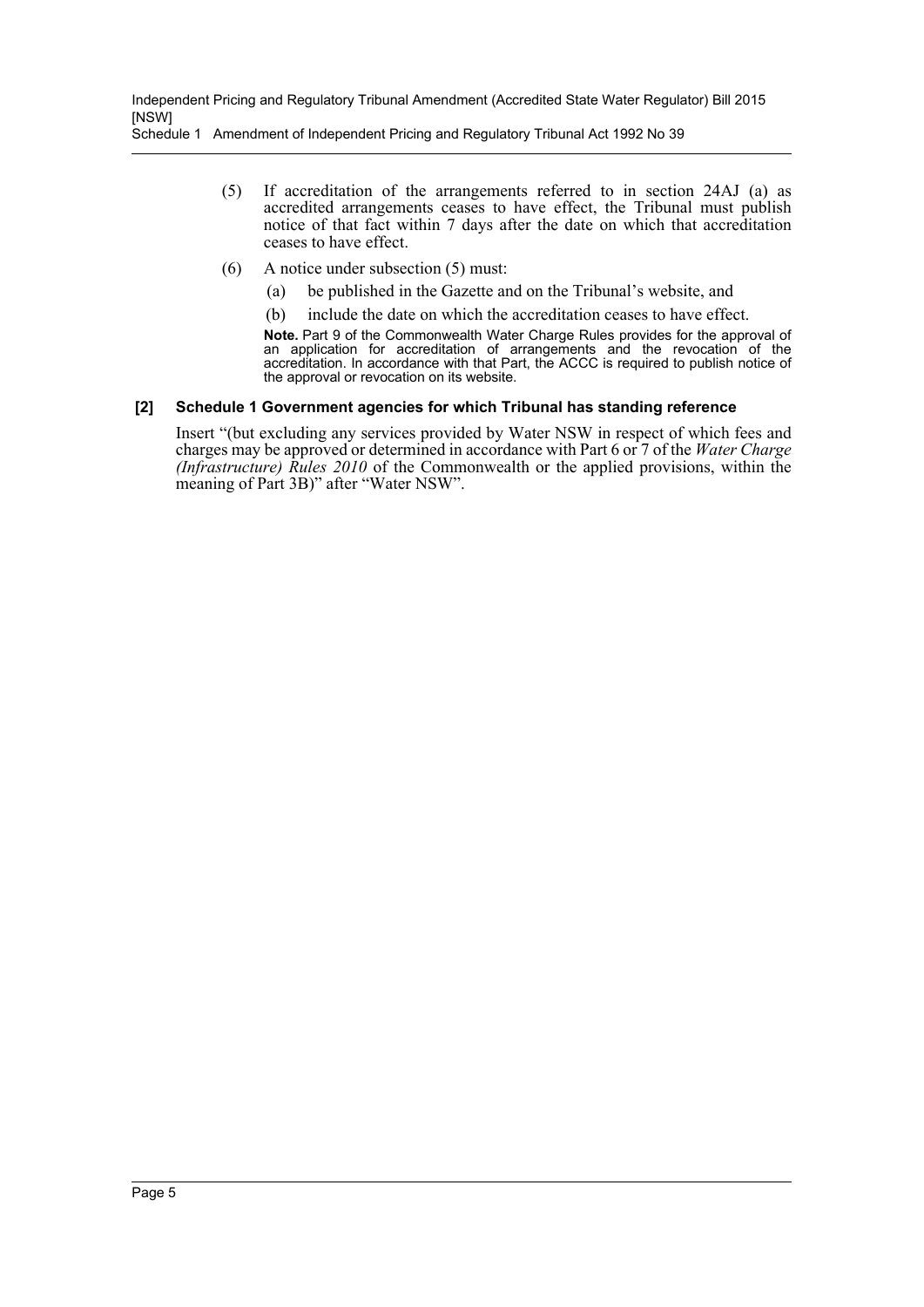(5) If accreditation of the arrangements referred to in section 24AJ (a) as accredited arrangements ceases to have effect, the Tribunal must publish notice of that fact within 7 days after the date on which that accreditation ceases to have effect.

(6) A notice under subsection (5) must:

(a) be published in the Gazette and on the Tribunal's website, and

(b) include the date on which the accreditation ceases to have effect.

**Note.** Part 9 of the Commonwealth Water Charge Rules provides for the approval of an application for accreditation of arrangements and the revocation of the accreditation. In accordance with that Part, the ACCC is required to publish notice of the approval or revocation on its website.

### [2] Schedule 1 Government agencies for which Tribunal has standing reference

Insert "(but excluding any services provided by Water NSW in respect of which fees and charges may be approved or determined in accordance with Part 6 or 7 of the *Water Charge (Infrastructure) Rules 2010* of the Commonwealth or the applied provisions, within the meaning of Part 3B)" after "Water NSW".